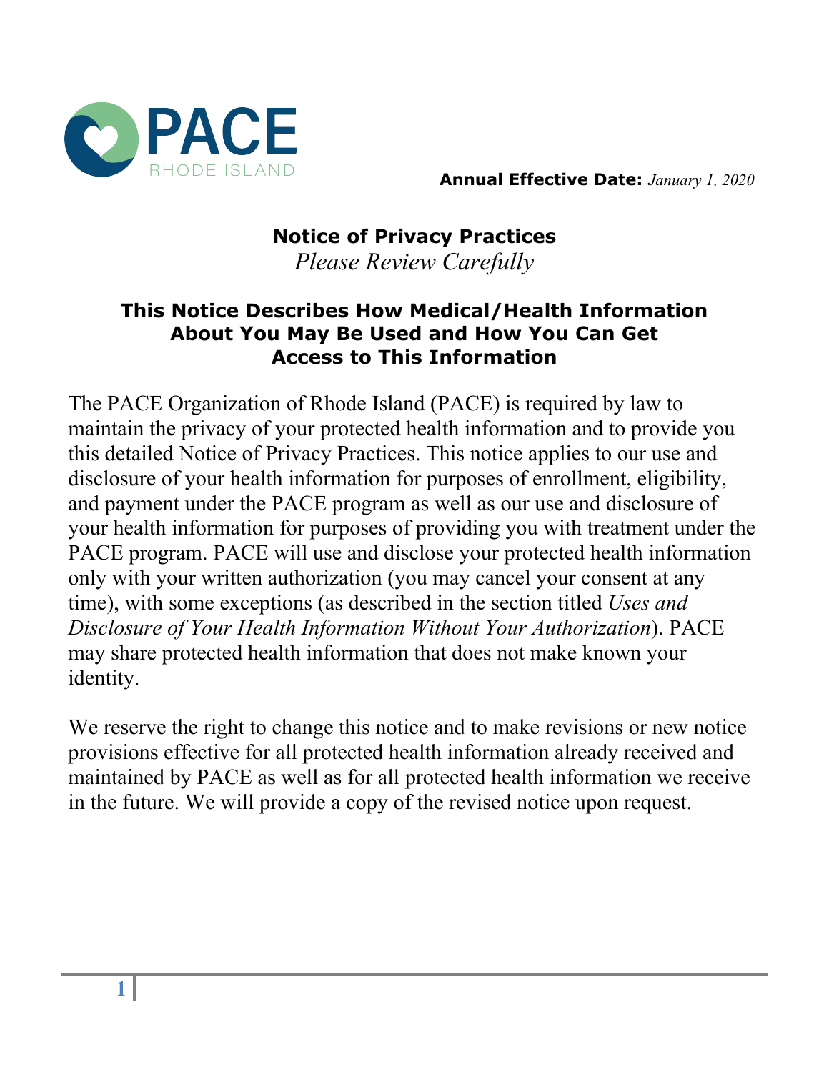PACE RHODE ISLAND

**Annual Effective Date:** *January 1, 2020*

# Notice of Privacy Practices

*Please Review Carefully*

## This Notice Describes How Medical/Health Information About You May Be Used and How You Can Get Access to This Information

The PACE Organization of Rhode Island (PACE) is required by law to maintain the privacy of your protected health information and to provide you this detailed Notice of Privacy Practices. This notice applies to our use and disclosure of your health information for purposes of enrollment, eligibility, and payment under the PACE program as well as our use and disclosure of your health information for purposes of providing you with treatment under the PACE program. PACE will use and disclose your protected health information only with your written authorization (you may cancel your consent at any time), with some exceptions (as described in the section titled *Uses and Disclosure of Your Health Information Without Your Authorization*). PACE may share protected health information that does not make known your identity.

We reserve the right to change this notice and to make revisions or new notice provisions effective for all protected health information already received and maintained by PACE as well as for all protected health information we receive in the future. We will provide a copy of the revised notice upon request.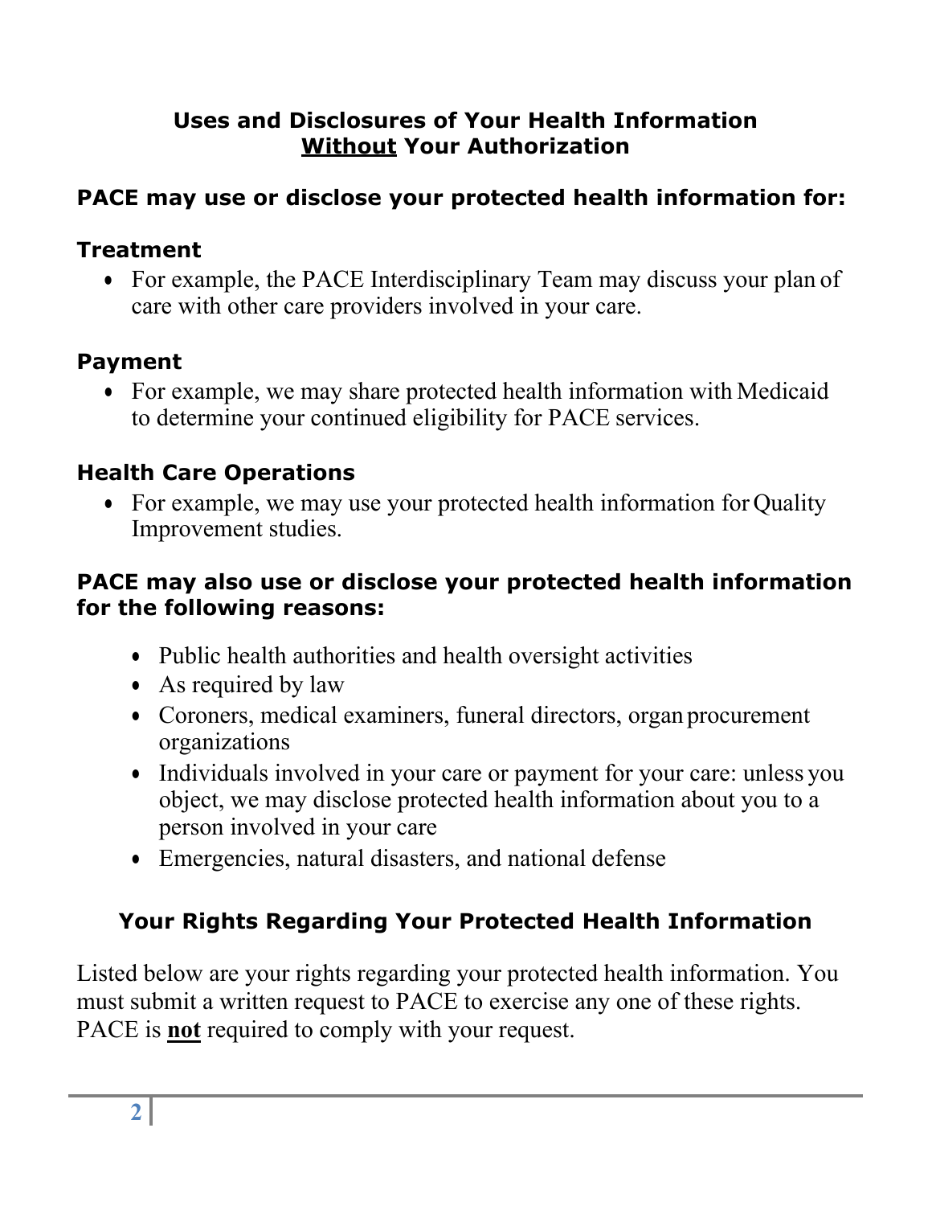## Uses and Disclosures of Your Health Information <u>Without</u> Your Authorization

### PACE may use or disclose your protected health information for:

### Treatment

- For example, the PACE Interdisciplinary Team may discuss your plan of care with other care providers involved in your care.

### Payment

- For example, we may share protected health information with Medicaid to determine your continued eligibility for PACE services.

### Health Care Operations

- For example, we may use your protected health information for Quality Improvement studies.

### PACE may also use or disclose your protected health information for the following reasons:

- Public health authorities and health oversight activities
- As required by law
- Coroners, medical examiners, funeral directors, organ procurement organizations
- Individuals involved in your care or payment for your care: unless you object, we may disclose protected health information about you to a person involved in your care
- Emergencies, natural disasters, and national defense

## Your Rights Regarding Your Protected Health Information

Listed below are your rights regarding your protected health information. You must submit a written request to PACE to exercise any one of these rights. PACE is <u>**not**</u> required to comply with your request.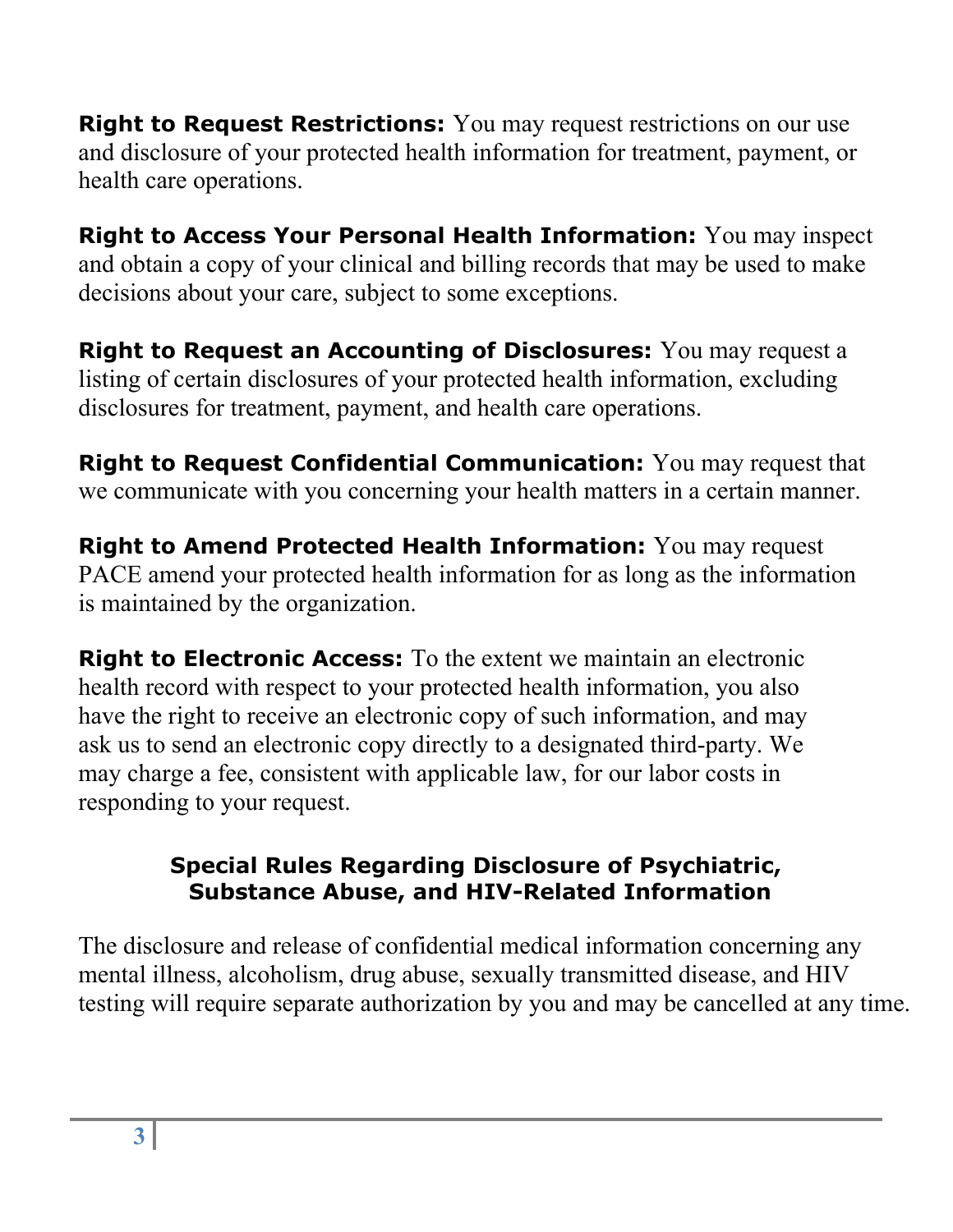**Right to Request Restrictions:** You may request restrictions on our use and disclosure of your protected health information for treatment, payment, or health care operations.

**Right to Access Your Personal Health Information:** You may inspect and obtain a copy of your clinical and billing records that may be used to make decisions about your care, subject to some exceptions.

**Right to Request an Accounting of Disclosures:** You may request a listing of certain disclosures of your protected health information, excluding disclosures for treatment, payment, and health care operations.

**Right to Request Confidential Communication:** You may request that we communicate with you concerning your health matters in a certain manner.

**Right to Amend Protected Health Information:** You may request PACE amend your protected health information for as long as the information is maintained by the organization.

**Right to Electronic Access:** To the extent we maintain an electronic health record with respect to your protected health information, you also have the right to receive an electronic copy of such information, and may ask us to send an electronic copy directly to a designated third-party. We may charge a fee, consistent with applicable law, for our labor costs in responding to your request.

## Special Rules Regarding Disclosure of Psychiatric, Substance Abuse, and HIV-Related Information

The disclosure and release of confidential medical information concerning any mental illness, alcoholism, drug abuse, sexually transmitted disease, and HIV testing will require separate authorization by you and may be cancelled at any time.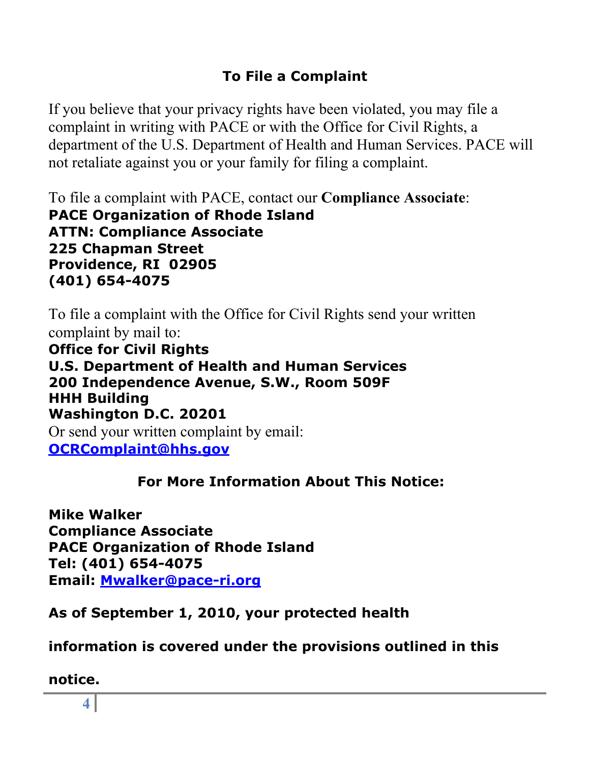## To File a Complaint

If you believe that your privacy rights have been violated, you may file a complaint in writing with PACE or with the Office for Civil Rights, a department of the U.S. Department of Health and Human Services. PACE will not retaliate against you or your family for filing a complaint.

To file a complaint with PACE, contact our **Compliance Associate**:
**PACE Organization of Rhode Island**
**ATTN: Compliance Associate**
**225 Chapman Street**
**Providence, RI 02905**
**(401) 654-4075**

To file a complaint with the Office for Civil Rights send your written complaint by mail to:
**Office for Civil Rights**
**U.S. Department of Health and Human Services**
**200 Independence Avenue, S.W., Room 509F**
**HHH Building**
**Washington D.C. 20201**
Or send your written complaint by email:
**OCRComplaint@hhs.gov**

## For More Information About This Notice:

**Mike Walker**
**Compliance Associate**
**PACE Organization of Rhode Island**
**Tel: (401) 654-4075**
**Email: Mwalker@pace-ri.org**

**As of September 1, 2010, your protected health information is covered under the provisions outlined in this notice.**